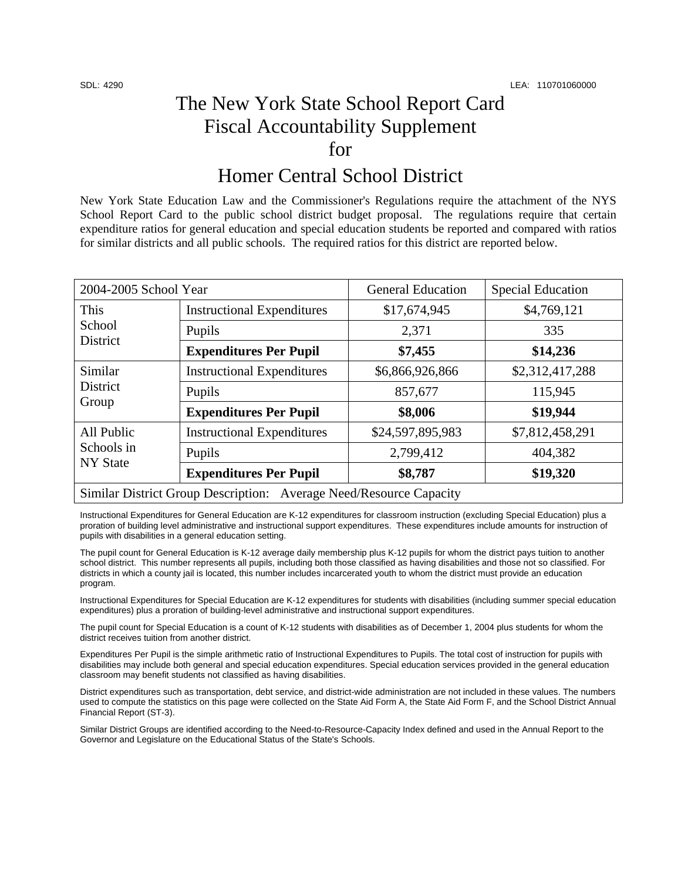SDL: 4290 LEA: 110701060000

# The New York State School Report Card Fiscal Accountability Supplement for

# Homer Central School District

New York State Education Law and the Commissioner's Regulations require the attachment of the NYS School Report Card to the public school district budget proposal. The regulations require that certain expenditure ratios for general education and special education students be reported and compared with ratios for similar districts and all public schools. The required ratios for this district are reported below.

| 2004-2005 School Year | | General Education | Special Education |
|---|---|---|---|
| This School District | Instructional Expenditures | $17,674,945 | $4,769,121 |
| | Pupils | 2,371 | 335 |
| | **Expenditures Per Pupil** | **$7,455** | **$14,236** |
| Similar District Group | Instructional Expenditures | $6,866,926,866 | $2,312,417,288 |
| | Pupils | 857,677 | 115,945 |
| | **Expenditures Per Pupil** | **$8,006** | **$19,944** |
| All Public Schools in NY State | Instructional Expenditures | $24,597,895,983 | $7,812,458,291 |
| | Pupils | 2,799,412 | 404,382 |
| | **Expenditures Per Pupil** | **$8,787** | **$19,320** |
| Similar District Group Description: Average Need/Resource Capacity | | | |

Instructional Expenditures for General Education are K-12 expenditures for classroom instruction (excluding Special Education) plus a proration of building level administrative and instructional support expenditures. These expenditures include amounts for instruction of pupils with disabilities in a general education setting.

The pupil count for General Education is K-12 average daily membership plus K-12 pupils for whom the district pays tuition to another school district. This number represents all pupils, including both those classified as having disabilities and those not so classified. For districts in which a county jail is located, this number includes incarcerated youth to whom the district must provide an education program.

Instructional Expenditures for Special Education are K-12 expenditures for students with disabilities (including summer special education expenditures) plus a proration of building-level administrative and instructional support expenditures.

The pupil count for Special Education is a count of K-12 students with disabilities as of December 1, 2004 plus students for whom the district receives tuition from another district.

Expenditures Per Pupil is the simple arithmetic ratio of Instructional Expenditures to Pupils. The total cost of instruction for pupils with disabilities may include both general and special education expenditures. Special education services provided in the general education classroom may benefit students not classified as having disabilities.

District expenditures such as transportation, debt service, and district-wide administration are not included in these values. The numbers used to compute the statistics on this page were collected on the State Aid Form A, the State Aid Form F, and the School District Annual Financial Report (ST-3).

Similar District Groups are identified according to the Need-to-Resource-Capacity Index defined and used in the Annual Report to the Governor and Legislature on the Educational Status of the State's Schools.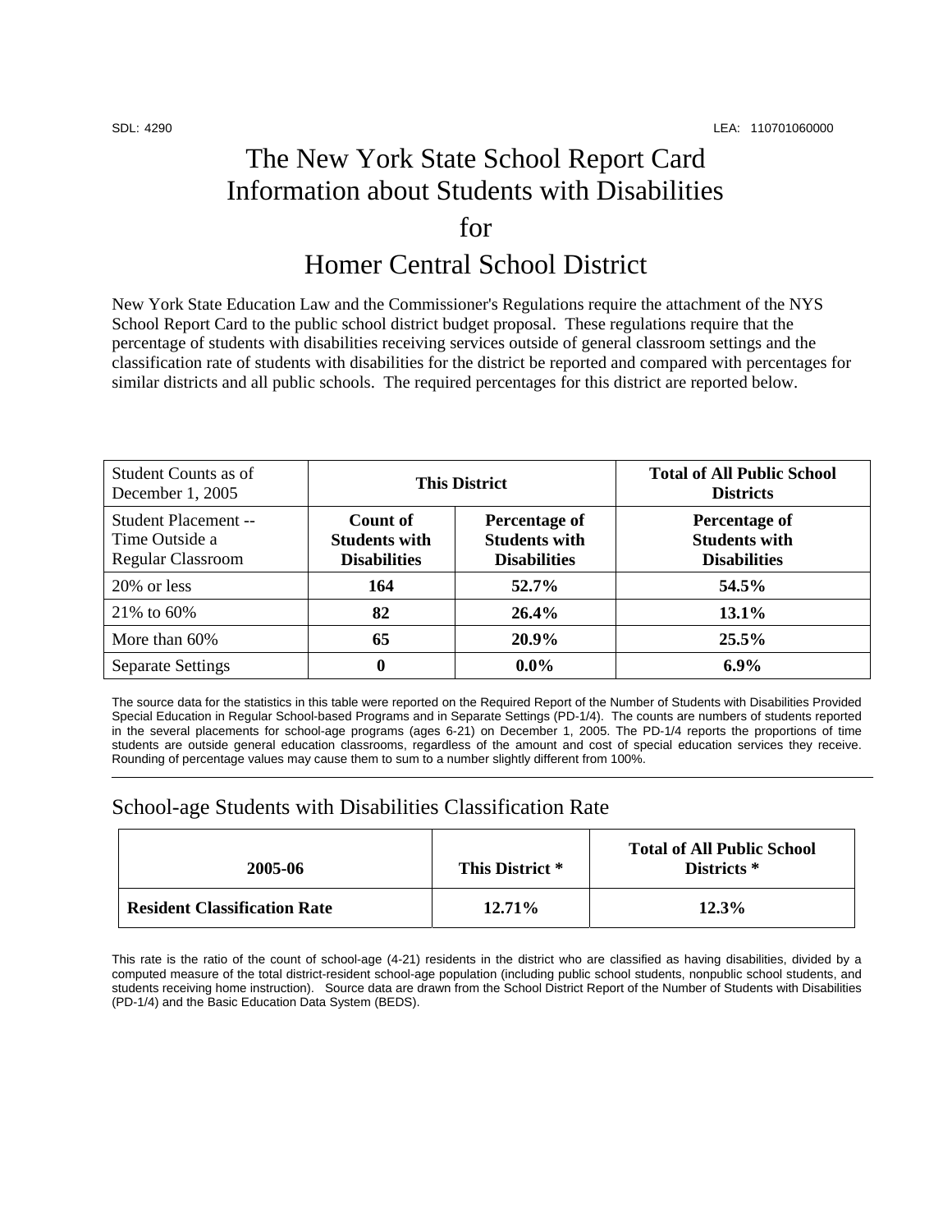SDL: 4290 LEA: 110701060000

# The New York State School Report Card Information about Students with Disabilities for Homer Central School District

New York State Education Law and the Commissioner's Regulations require the attachment of the NYS School Report Card to the public school district budget proposal. These regulations require that the percentage of students with disabilities receiving services outside of general classroom settings and the classification rate of students with disabilities for the district be reported and compared with percentages for similar districts and all public schools. The required percentages for this district are reported below.

| Student Counts as of December 1, 2005 | **This District** | | **Total of All Public School Districts** |
|---|---|---|---|
| Student Placement -- Time Outside a Regular Classroom | **Count of Students with Disabilities** | **Percentage of Students with Disabilities** | **Percentage of Students with Disabilities** |
| 20% or less | **164** | **52.7%** | **54.5%** |
| 21% to 60% | **82** | **26.4%** | **13.1%** |
| More than 60% | **65** | **20.9%** | **25.5%** |
| Separate Settings | **0** | **0.0%** | **6.9%** |

The source data for the statistics in this table were reported on the Required Report of the Number of Students with Disabilities Provided Special Education in Regular School-based Programs and in Separate Settings (PD-1/4). The counts are numbers of students reported in the several placements for school-age programs (ages 6-21) on December 1, 2005. The PD-1/4 reports the proportions of time students are outside general education classrooms, regardless of the amount and cost of special education services they receive. Rounding of percentage values may cause them to sum to a number slightly different from 100%.

## School-age Students with Disabilities Classification Rate

| **2005-06** | **This District *** | **Total of All Public School Districts *** |
|---|---|---|
| **Resident Classification Rate** | **12.71%** | **12.3%** |

This rate is the ratio of the count of school-age (4-21) residents in the district who are classified as having disabilities, divided by a computed measure of the total district-resident school-age population (including public school students, nonpublic school students, and students receiving home instruction). Source data are drawn from the School District Report of the Number of Students with Disabilities (PD-1/4) and the Basic Education Data System (BEDS).